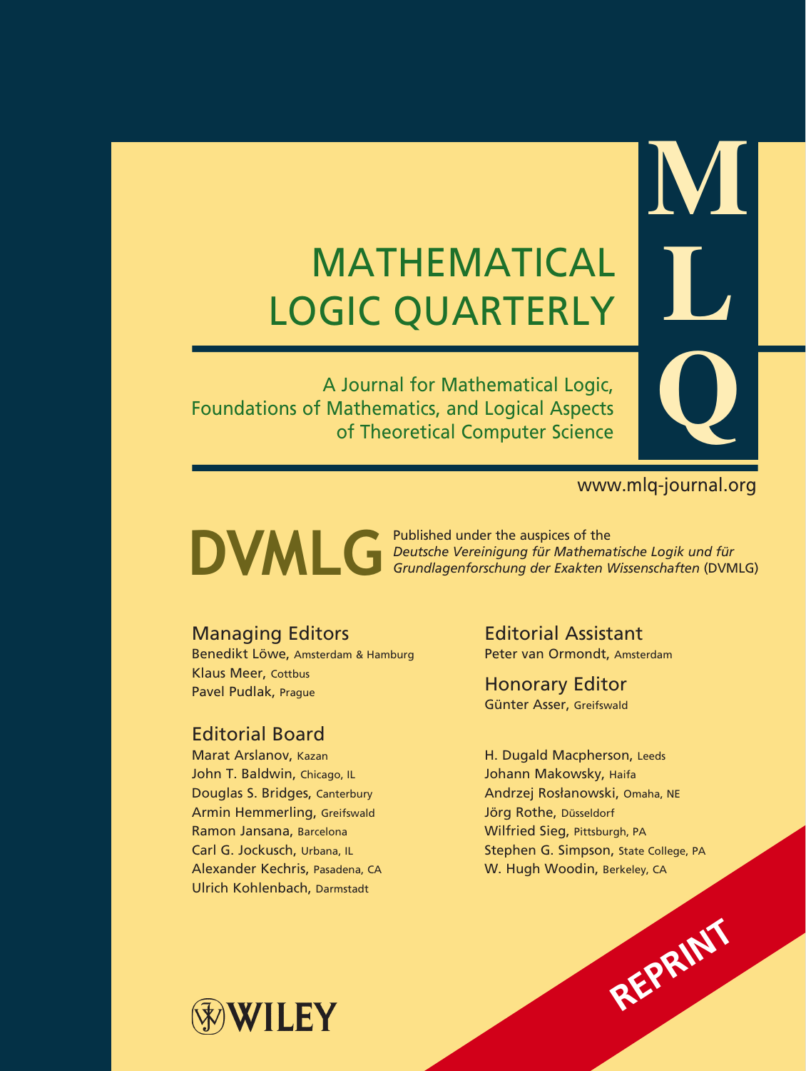# MATHEMATICAL LOGIC QUARTERLY

**MLQ**

A Journal for Mathematical Logic, Foundations of Mathematics, and Logical Aspects of Theoretical Computer Science

www.mlq-journal.org

**DVMLG** Published under the auspices of the *Deutsche Vereinigung für Mathematische Logik und für Grundlagenforschung der Exakten Wissenschaften* (DVMLG)

## Managing Editors

Benedikt Löwe, Amsterdam & Hamburg
Klaus Meer, Cottbus
Pavel Pudlak, Prague

## Editorial Board

Marat Arslanov, Kazan
John T. Baldwin, Chicago, IL
Douglas S. Bridges, Canterbury
Armin Hemmerling, Greifswald
Ramon Jansana, Barcelona
Carl G. Jockusch, Urbana, IL
Alexander Kechris, Pasadena, CA
Ulrich Kohlenbach, Darmstadt
H. Dugald Macpherson, Leeds
Johann Makowsky, Haifa
Andrzej Rosłanowski, Omaha, NE
Jörg Rothe, Düsseldorf
Wilfried Sieg, Pittsburgh, PA
Stephen G. Simpson, State College, PA
W. Hugh Woodin, Berkeley, CA

## Editorial Assistant

Peter van Ormondt, Amsterdam

## Honorary Editor

Günter Asser, Greifswald

REPRINT

WILEY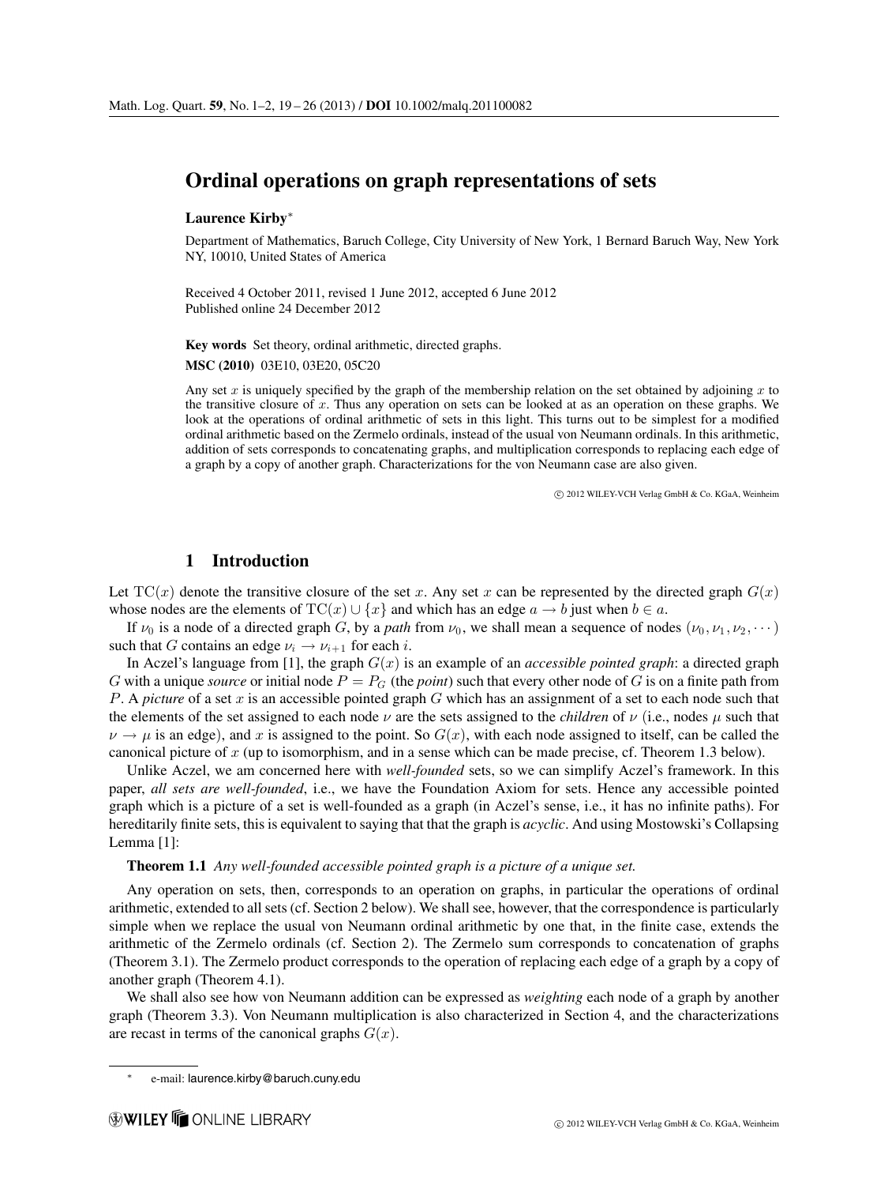# Ordinal operations on graph representations of sets

**Laurence Kirby**[*]

Department of Mathematics, Baruch College, City University of New York, 1 Bernard Baruch Way, New York NY, 10010, United States of America

Received 4 October 2011, revised 1 June 2012, accepted 6 June 2012
Published online 24 December 2012

**Key words** Set theory, ordinal arithmetic, directed graphs.

**MSC (2010)** 03E10, 03E20, 05C20

Any set $x$ is uniquely specified by the graph of the membership relation on the set obtained by adjoining $x$ to the transitive closure of $x$. Thus any operation on sets can be looked at as an operation on these graphs. We look at the operations of ordinal arithmetic of sets in this light. This turns out to be simplest for a modified ordinal arithmetic based on the Zermelo ordinals, instead of the usual von Neumann ordinals. In this arithmetic, addition of sets corresponds to concatenating graphs, and multiplication corresponds to replacing each edge of a graph by a copy of another graph. Characterizations for the von Neumann case are also given.

© 2012 WILEY-VCH Verlag GmbH & Co. KGaA, Weinheim

## 1 Introduction

Let $\mathrm{TC}(x)$ denote the transitive closure of the set $x$. Any set $x$ can be represented by the directed graph $G(x)$ whose nodes are the elements of $\mathrm{TC}(x) \cup \{x\}$ and which has an edge $a \to b$ just when $b \in a$.

If $\nu_0$ is a node of a directed graph $G$, by a *path* from $\nu_0$, we shall mean a sequence of nodes $(\nu_0, \nu_1, \nu_2, \cdots)$ such that $G$ contains an edge $\nu_i \to \nu_{i+1}$ for each $i$.

In Aczel's language from [1], the graph $G(x)$ is an example of an *accessible pointed graph*: a directed graph $G$ with a unique *source* or initial node $P = P_G$ (the *point*) such that every other node of $G$ is on a finite path from $P$. A *picture* of a set $x$ is an accessible pointed graph $G$ which has an assignment of a set to each node such that the elements of the set assigned to each node $\nu$ are the sets assigned to the *children* of $\nu$ (i.e., nodes $\mu$ such that $\nu \to \mu$ is an edge), and $x$ is assigned to the point. So $G(x)$, with each node assigned to itself, can be called the canonical picture of $x$ (up to isomorphism, and in a sense which can be made precise, cf. Theorem 1.3 below).

Unlike Aczel, we am concerned here with *well-founded* sets, so we can simplify Aczel's framework. In this paper, *all sets are well-founded*, i.e., we have the Foundation Axiom for sets. Hence any accessible pointed graph which is a picture of a set is well-founded as a graph (in Aczel's sense, i.e., it has no infinite paths). For hereditarily finite sets, this is equivalent to saying that that the graph is *acyclic*. And using Mostowski's Collapsing Lemma [1]:

**Theorem 1.1** *Any well-founded accessible pointed graph is a picture of a unique set.*

Any operation on sets, then, corresponds to an operation on graphs, in particular the operations of ordinal arithmetic, extended to all sets (cf. Section 2 below). We shall see, however, that the correspondence is particularly simple when we replace the usual von Neumann ordinal arithmetic by one that, in the finite case, extends the arithmetic of the Zermelo ordinals (cf. Section 2). The Zermelo sum corresponds to concatenation of graphs (Theorem 3.1). The Zermelo product corresponds to the operation of replacing each edge of a graph by a copy of another graph (Theorem 4.1).

We shall also see how von Neumann addition can be expressed as *weighting* each node of a graph by another graph (Theorem 3.3). Von Neumann multiplication is also characterized in Section 4, and the characterizations are recast in terms of the canonical graphs $G(x)$.

---

[*] e-mail: laurence.kirby@baruch.cuny.edu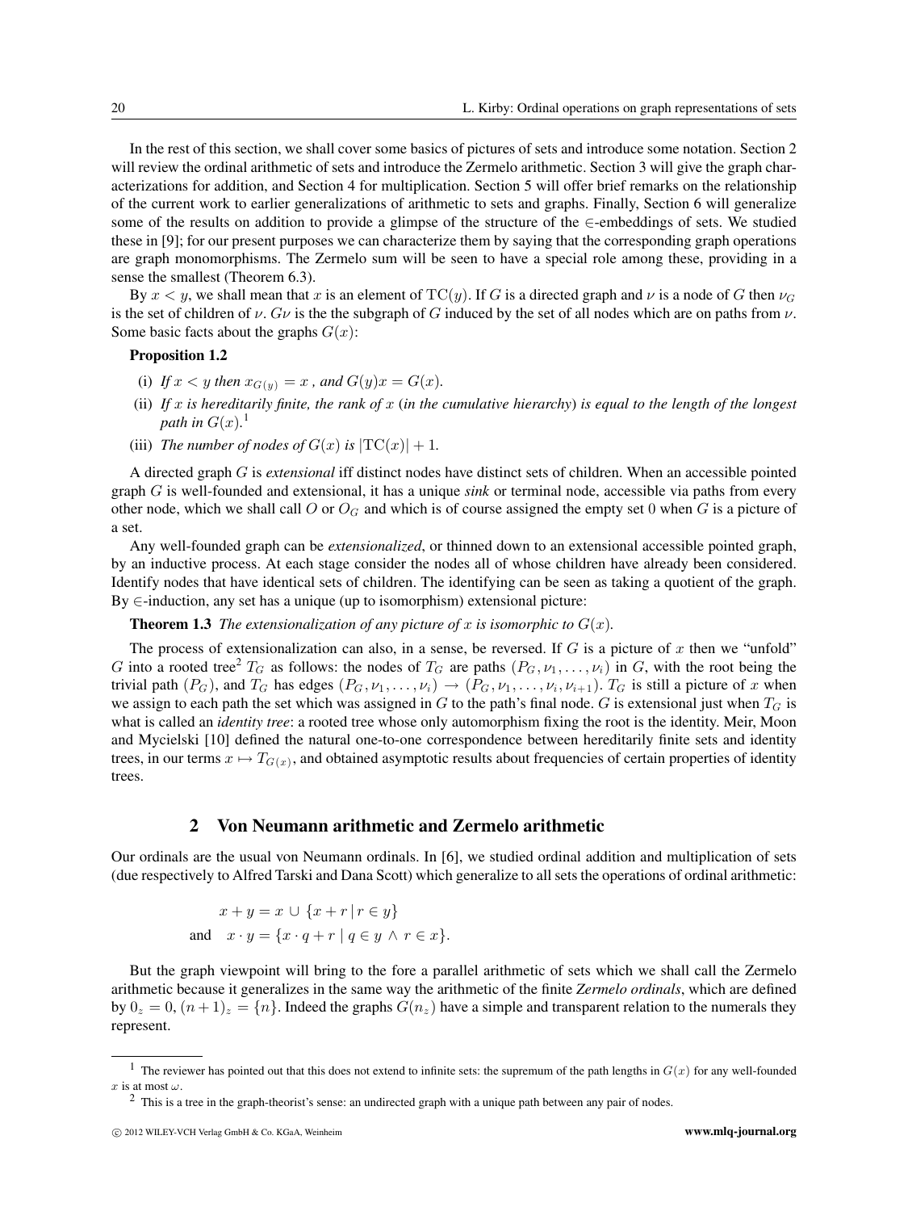In the rest of this section, we shall cover some basics of pictures of sets and introduce some notation. Section 2 will review the ordinal arithmetic of sets and introduce the Zermelo arithmetic. Section 3 will give the graph characterizations for addition, and Section 4 for multiplication. Section 5 will offer brief remarks on the relationship of the current work to earlier generalizations of arithmetic to sets and graphs. Finally, Section 6 will generalize some of the results on addition to provide a glimpse of the structure of the $\in$-embeddings of sets. We studied these in [9]; for our present purposes we can characterize them by saying that the corresponding graph operations are graph monomorphisms. The Zermelo sum will be seen to have a special role among these, providing in a sense the smallest (Theorem 6.3).

By $x < y$, we shall mean that $x$ is an element of $\mathrm{TC}(y)$. If $G$ is a directed graph and $\nu$ is a node of $G$ then $\nu_G$ is the set of children of $\nu$. $G\nu$ is the the subgraph of $G$ induced by the set of all nodes which are on paths from $\nu$. Some basic facts about the graphs $G(x)$:

**Proposition 1.2**

(i) *If $x < y$ then $x_{G(y)} = x$ , and $G(y)x = G(x)$.*

(ii) *If $x$ is hereditarily finite, the rank of $x$ (in the cumulative hierarchy) is equal to the length of the longest path in $G(x)$.*[1]

(iii) *The number of nodes of $G(x)$ is $|\mathrm{TC}(x)| + 1$.*

A directed graph $G$ is *extensional* iff distinct nodes have distinct sets of children. When an accessible pointed graph $G$ is well-founded and extensional, it has a unique *sink* or terminal node, accessible via paths from every other node, which we shall call $O$ or $O_G$ and which is of course assigned the empty set 0 when $G$ is a picture of a set.

Any well-founded graph can be *extensionalized*, or thinned down to an extensional accessible pointed graph, by an inductive process. At each stage consider the nodes all of whose children have already been considered. Identify nodes that have identical sets of children. The identifying can be seen as taking a quotient of the graph. By $\in$-induction, any set has a unique (up to isomorphism) extensional picture:

**Theorem 1.3** *The extensionalization of any picture of $x$ is isomorphic to $G(x)$.*

The process of extensionalization can also, in a sense, be reversed. If $G$ is a picture of $x$ then we "unfold" $G$ into a rooted tree[2] $T_G$ as follows: the nodes of $T_G$ are paths $(P_G, \nu_1, \dots, \nu_i)$ in $G$, with the root being the trivial path $(P_G)$, and $T_G$ has edges $(P_G, \nu_1, \dots, \nu_i) \to (P_G, \nu_1, \dots, \nu_i, \nu_{i+1})$. $T_G$ is still a picture of $x$ when we assign to each path the set which was assigned in $G$ to the path's final node. $G$ is extensional just when $T_G$ is what is called an *identity tree*: a rooted tree whose only automorphism fixing the root is the identity. Meir, Moon and Mycielski [10] defined the natural one-to-one correspondence between hereditarily finite sets and identity trees, in our terms $x \mapsto T_{G(x)}$, and obtained asymptotic results about frequencies of certain properties of identity trees.

## 2 Von Neumann arithmetic and Zermelo arithmetic

Our ordinals are the usual von Neumann ordinals. In [6], we studied ordinal addition and multiplication of sets (due respectively to Alfred Tarski and Dana Scott) which generalize to all sets the operations of ordinal arithmetic:

$$x + y = x \cup \{x + r \mid r \in y\}$$

$$\text{and} \quad x \cdot y = \{x \cdot q + r \mid q \in y \wedge r \in x\}.$$

But the graph viewpoint will bring to the fore a parallel arithmetic of sets which we shall call the Zermelo arithmetic because it generalizes in the same way the arithmetic of the finite *Zermelo ordinals*, which are defined by $0_z = 0$, $(n+1)_z = \{n\}$. Indeed the graphs $G(n_z)$ have a simple and transparent relation to the numerals they represent.

[1] The reviewer has pointed out that this does not extend to infinite sets: the supremum of the path lengths in $G(x)$ for any well-founded $x$ is at most $\omega$.

[2] This is a tree in the graph-theorist's sense: an undirected graph with a unique path between any pair of nodes.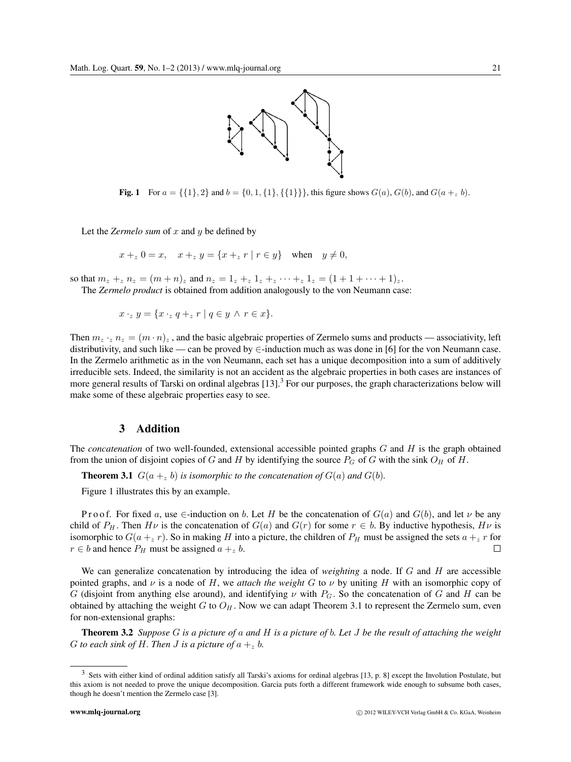**Fig. 1** For $a = \{\{1\}, 2\}$ and $b = \{0, 1, \{1\}, \{\{1\}\}\}$, this figure shows $G(a)$, $G(b)$, and $G(a +_z b)$.

Let the *Zermelo sum* of $x$ and $y$ be defined by

$$x +_z 0 = x, \quad x +_z y = \{x +_z r \mid r \in y\} \quad \text{when} \quad y \neq 0,$$

so that $m_z +_z n_z = (m+n)_z$ and $n_z = 1_z +_z 1_z +_z \cdots +_z 1_z = (1 + 1 + \cdots + 1)_z$.

The *Zermelo product* is obtained from addition analogously to the von Neumann case:

$$x \cdot_z y = \{x \cdot_z q +_z r \mid q \in y \wedge r \in x\}.$$

Then $m_z \cdot_z n_z = (m \cdot n)_z$, and the basic algebraic properties of Zermelo sums and products — associativity, left distributivity, and such like — can be proved by $\in$-induction much as was done in [6] for the von Neumann case. In the Zermelo arithmetic as in the von Neumann, each set has a unique decomposition into a sum of additively irreducible sets. Indeed, the similarity is not an accident as the algebraic properties in both cases are instances of more general results of Tarski on ordinal algebras [13].[3] For our purposes, the graph characterizations below will make some of these algebraic properties easy to see.

## 3 Addition

The *concatenation* of two well-founded, extensional accessible pointed graphs $G$ and $H$ is the graph obtained from the union of disjoint copies of $G$ and $H$ by identifying the source $P_G$ of $G$ with the sink $O_H$ of $H$.

**Theorem 3.1** *$G(a +_z b)$ is isomorphic to the concatenation of $G(a)$ and $G(b)$.*

Figure 1 illustrates this by an example.

Proof. For fixed $a$, use $\in$-induction on $b$. Let $H$ be the concatenation of $G(a)$ and $G(b)$, and let $\nu$ be any child of $P_H$. Then $H\nu$ is the concatenation of $G(a)$ and $G(r)$ for some $r \in b$. By inductive hypothesis, $H\nu$ is isomorphic to $G(a +_z r)$. So in making $H$ into a picture, the children of $P_H$ must be assigned the sets $a +_z r$ for $r \in b$ and hence $P_H$ must be assigned $a +_z b$. $\square$

We can generalize concatenation by introducing the idea of *weighting* a node. If $G$ and $H$ are accessible pointed graphs, and $\nu$ is a node of $H$, we *attach the weight* $G$ to $\nu$ by uniting $H$ with an isomorphic copy of $G$ (disjoint from anything else around), and identifying $\nu$ with $P_G$. So the concatenation of $G$ and $H$ can be obtained by attaching the weight $G$ to $O_H$. Now we can adapt Theorem 3.1 to represent the Zermelo sum, even for non-extensional graphs:

**Theorem 3.2** *Suppose $G$ is a picture of $a$ and $H$ is a picture of $b$. Let $J$ be the result of attaching the weight $G$ to each sink of $H$. Then $J$ is a picture of $a +_z b$.*

---

[3] Sets with either kind of ordinal addition satisfy all Tarski's axioms for ordinal algebras [13, p. 8] except the Involution Postulate, but this axiom is not needed to prove the unique decomposition. Garcia puts forth a different framework wide enough to subsume both cases, though he doesn't mention the Zermelo case [3].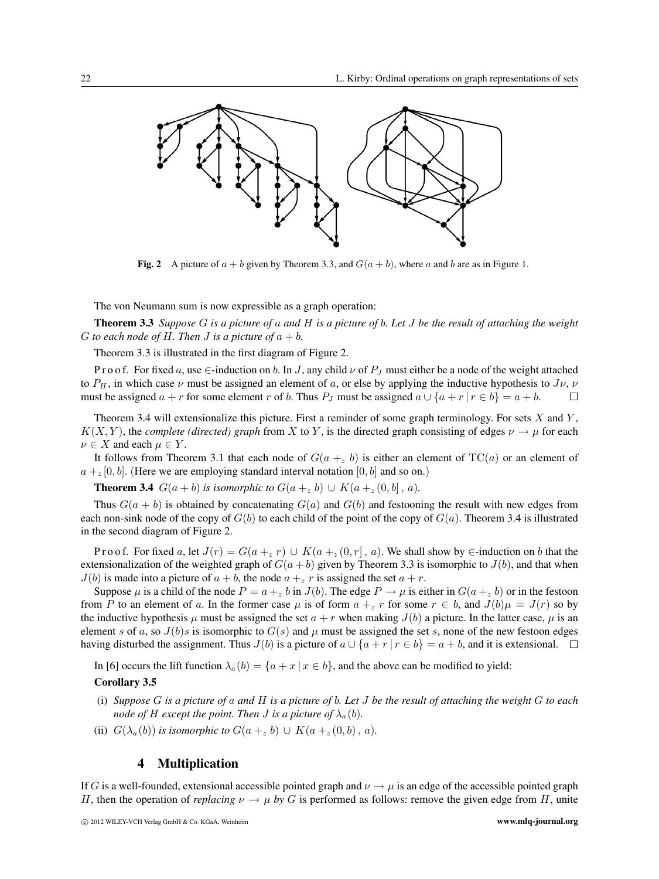**Fig. 2** A picture of $a + b$ given by Theorem 3.3, and $G(a + b)$, where $a$ and $b$ are as in Figure 1.

The von Neumann sum is now expressible as a graph operation:

**Theorem 3.3** *Suppose $G$ is a picture of $a$ and $H$ is a picture of $b$. Let $J$ be the result of attaching the weight $G$ to each node of $H$. Then $J$ is a picture of $a + b$.*

Theorem 3.3 is illustrated in the first diagram of Figure 2.

P r o o f. For fixed $a$, use $\in$-induction on $b$. In $J$, any child $\nu$ of $P_J$ must either be a node of the weight attached to $P_H$, in which case $\nu$ must be assigned an element of $a$, or else by applying the inductive hypothesis to $J\nu$, $\nu$ must be assigned $a + r$ for some element $r$ of $b$. Thus $P_J$ must be assigned $a \cup \{a + r \mid r \in b\} = a + b$. □

Theorem 3.4 will extensionalize this picture. First a reminder of some graph terminology. For sets $X$ and $Y$, $K(X, Y)$, the *complete (directed) graph* from $X$ to $Y$, is the directed graph consisting of edges $\nu \to \mu$ for each $\nu \in X$ and each $\mu \in Y$.

It follows from Theorem 3.1 that each node of $G(a +_z b)$ is either an element of $\mathrm{TC}(a)$ or an element of $a +_z [0, b]$. (Here we are employing standard interval notation $[0, b]$ and so on.)

**Theorem 3.4** *$G(a + b)$ is isomorphic to $G(a +_z b) \cup K(a +_z (0, b]\,, a)$.*

Thus $G(a + b)$ is obtained by concatenating $G(a)$ and $G(b)$ and festooning the result with new edges from each non-sink node of the copy of $G(b)$ to each child of the point of the copy of $G(a)$. Theorem 3.4 is illustrated in the second diagram of Figure 2.

P r o o f. For fixed $a$, let $J(r) = G(a +_z r) \cup K(a +_z (0, r]\,, a)$. We shall show by $\in$-induction on $b$ that the extensionalization of the weighted graph of $G(a + b)$ given by Theorem 3.3 is isomorphic to $J(b)$, and that when $J(b)$ is made into a picture of $a + b$, the node $a +_z r$ is assigned the set $a + r$.

Suppose $\mu$ is a child of the node $P = a +_z b$ in $J(b)$. The edge $P \to \mu$ is either in $G(a +_z b)$ or in the festoon from $P$ to an element of $a$. In the former case $\mu$ is of form $a +_z r$ for some $r \in b$, and $J(b)\mu = J(r)$ so by the inductive hypothesis $\mu$ must be assigned the set $a + r$ when making $J(b)$ a picture. In the latter case, $\mu$ is an element $s$ of $a$, so $J(b)s$ is isomorphic to $G(s)$ and $\mu$ must be assigned the set $s$, none of the new festoon edges having disturbed the assignment. Thus $J(b)$ is a picture of $a \cup \{a + r \mid r \in b\} = a + b$, and it is extensional. □

In [6] occurs the lift function $\lambda_a(b) = \{a + x \mid x \in b\}$, and the above can be modified to yield:

**Corollary 3.5**

(i) *Suppose $G$ is a picture of $a$ and $H$ is a picture of $b$. Let $J$ be the result of attaching the weight $G$ to each node of $H$ except the point. Then $J$ is a picture of $\lambda_a(b)$.*

(ii) *$G(\lambda_a(b))$ is isomorphic to $G(a +_z b) \cup K(a +_z (0, b)\,, a)$.*

## 4 Multiplication

If $G$ is a well-founded, extensional accessible pointed graph and $\nu \to \mu$ is an edge of the accessible pointed graph $H$, then the operation of *replacing $\nu \to \mu$ by $G$* is performed as follows: remove the given edge from $H$, unite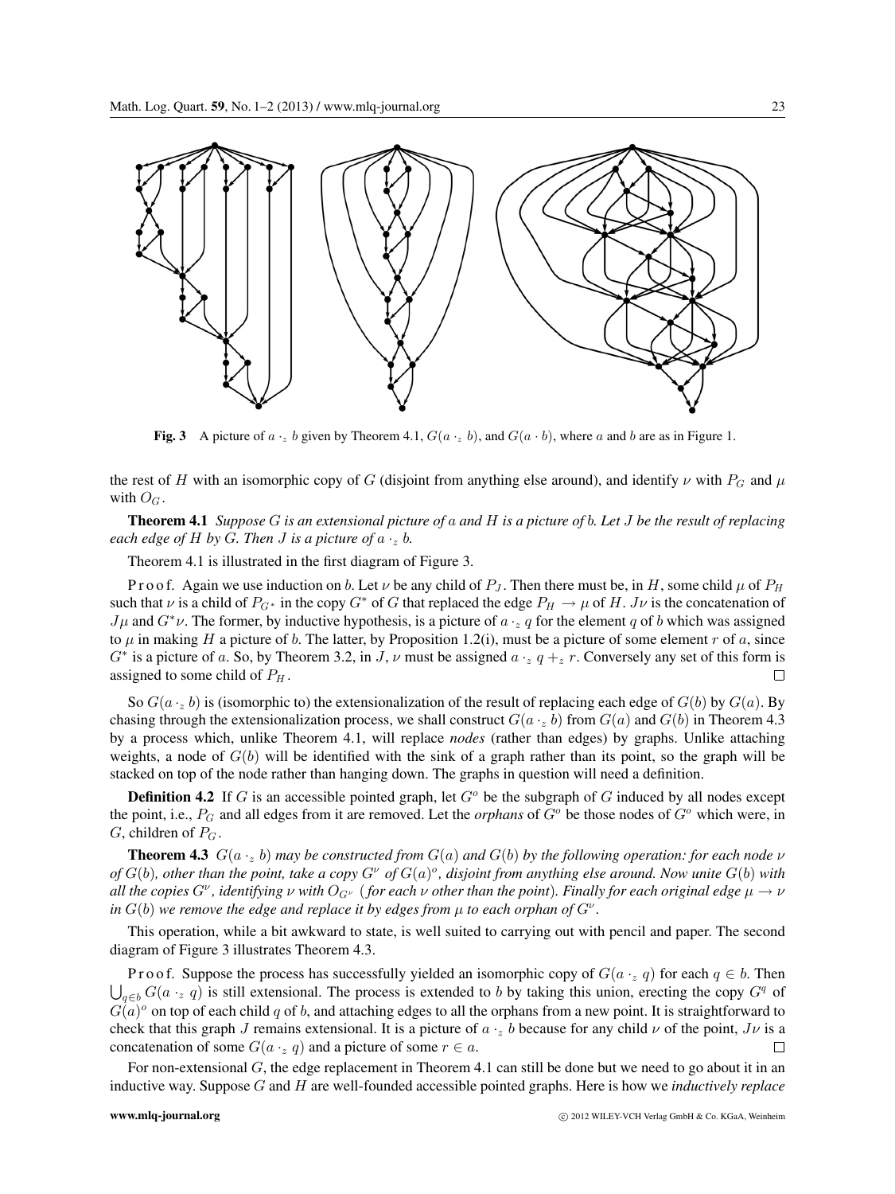**Fig. 3** A picture of $a \cdot_z b$ given by Theorem 4.1, $G(a \cdot_z b)$, and $G(a \cdot b)$, where $a$ and $b$ are as in Figure 1.

the rest of $H$ with an isomorphic copy of $G$ (disjoint from anything else around), and identify $\nu$ with $P_G$ and $\mu$ with $O_G$.

**Theorem 4.1** *Suppose $G$ is an extensional picture of $a$ and $H$ is a picture of $b$. Let $J$ be the result of replacing each edge of $H$ by $G$. Then $J$ is a picture of $a \cdot_z b$.*

Theorem 4.1 is illustrated in the first diagram of Figure 3.

Proof. Again we use induction on $b$. Let $\nu$ be any child of $P_J$. Then there must be, in $H$, some child $\mu$ of $P_H$ such that $\nu$ is a child of $P_{G^*}$ in the copy $G^*$ of $G$ that replaced the edge $P_H \to \mu$ of $H$. $J\nu$ is the concatenation of $J\mu$ and $G^*\nu$. The former, by inductive hypothesis, is a picture of $a \cdot_z q$ for the element $q$ of $b$ which was assigned to $\mu$ in making $H$ a picture of $b$. The latter, by Proposition 1.2(i), must be a picture of some element $r$ of $a$, since $G^*$ is a picture of $a$. So, by Theorem 3.2, in $J$, $\nu$ must be assigned $a \cdot_z q +_z r$. Conversely any set of this form is assigned to some child of $P_H$. □

So $G(a \cdot_z b)$ is (isomorphic to) the extensionalization of the result of replacing each edge of $G(b)$ by $G(a)$. By chasing through the extensionalization process, we shall construct $G(a \cdot_z b)$ from $G(a)$ and $G(b)$ in Theorem 4.3 by a process which, unlike Theorem 4.1, will replace *nodes* (rather than edges) by graphs. Unlike attaching weights, a node of $G(b)$ will be identified with the sink of a graph rather than its point, so the graph will be stacked on top of the node rather than hanging down. The graphs in question will need a definition.

**Definition 4.2** If $G$ is an accessible pointed graph, let $G^o$ be the subgraph of $G$ induced by all nodes except the point, i.e., $P_G$ and all edges from it are removed. Let the *orphans* of $G^o$ be those nodes of $G^o$ which were, in $G$, children of $P_G$.

**Theorem 4.3** *$G(a \cdot_z b)$ may be constructed from $G(a)$ and $G(b)$ by the following operation: for each node $\nu$ of $G(b)$, other than the point, take a copy $G^\nu$ of $G(a)^o$, disjoint from anything else around. Now unite $G(b)$ with all the copies $G^\nu$, identifying $\nu$ with $O_{G^\nu}$ (for each $\nu$ other than the point). Finally for each original edge $\mu \to \nu$ in $G(b)$ we remove the edge and replace it by edges from $\mu$ to each orphan of $G^\nu$.*

This operation, while a bit awkward to state, is well suited to carrying out with pencil and paper. The second diagram of Figure 3 illustrates Theorem 4.3.

Proof. Suppose the process has successfully yielded an isomorphic copy of $G(a \cdot_z q)$ for each $q \in b$. Then $\bigcup_{q \in b} G(a \cdot_z q)$ is still extensional. The process is extended to $b$ by taking this union, erecting the copy $G^q$ of $G(a)^o$ on top of each child $q$ of $b$, and attaching edges to all the orphans from a new point. It is straightforward to check that this graph $J$ remains extensional. It is a picture of $a \cdot_z b$ because for any child $\nu$ of the point, $J\nu$ is a concatenation of some $G(a \cdot_z q)$ and a picture of some $r \in a$. □

For non-extensional $G$, the edge replacement in Theorem 4.1 can still be done but we need to go about it in an inductive way. Suppose $G$ and $H$ are well-founded accessible pointed graphs. Here is how we *inductively replace*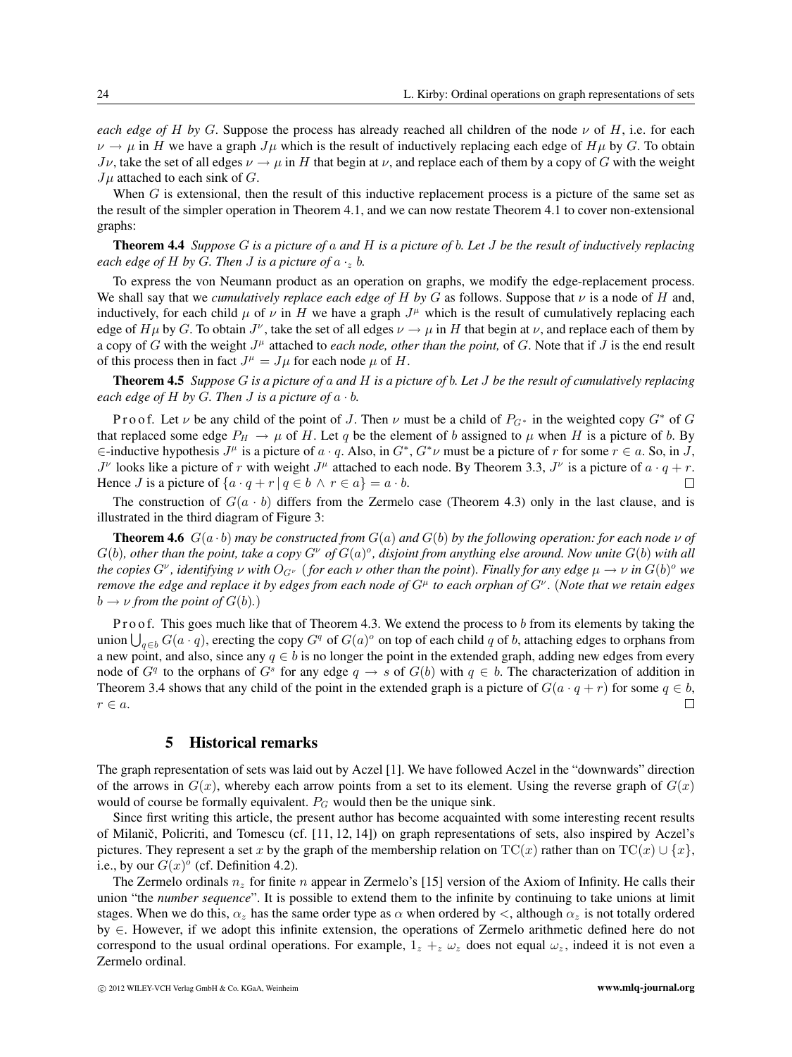*each edge of $H$ by $G$*. Suppose the process has already reached all children of the node $\nu$ of $H$, i.e. for each $\nu \to \mu$ in $H$ we have a graph $J\mu$ which is the result of inductively replacing each edge of $H\mu$ by $G$. To obtain $J\nu$, take the set of all edges $\nu \to \mu$ in $H$ that begin at $\nu$, and replace each of them by a copy of $G$ with the weight $J\mu$ attached to each sink of $G$.

When $G$ is extensional, then the result of this inductive replacement process is a picture of the same set as the result of the simpler operation in Theorem 4.1, and we can now restate Theorem 4.1 to cover non-extensional graphs:

**Theorem 4.4** *Suppose $G$ is a picture of $a$ and $H$ is a picture of $b$. Let $J$ be the result of inductively replacing each edge of $H$ by $G$. Then $J$ is a picture of $a \cdot_z b$.*

To express the von Neumann product as an operation on graphs, we modify the edge-replacement process. We shall say that we *cumulatively replace each edge of $H$ by $G$* as follows. Suppose that $\nu$ is a node of $H$ and, inductively, for each child $\mu$ of $\nu$ in $H$ we have a graph $J^\mu$ which is the result of cumulatively replacing each edge of $H\mu$ by $G$. To obtain $J^\nu$, take the set of all edges $\nu \to \mu$ in $H$ that begin at $\nu$, and replace each of them by a copy of $G$ with the weight $J^\mu$ attached to *each node, other than the point,* of $G$. Note that if $J$ is the end result of this process then in fact $J^\mu = J\mu$ for each node $\mu$ of $H$.

**Theorem 4.5** *Suppose $G$ is a picture of $a$ and $H$ is a picture of $b$. Let $J$ be the result of cumulatively replacing each edge of $H$ by $G$. Then $J$ is a picture of $a \cdot b$.*

Proof. Let $\nu$ be any child of the point of $J$. Then $\nu$ must be a child of $P_{G^*}$ in the weighted copy $G^*$ of $G$ that replaced some edge $P_H \to \mu$ of $H$. Let $q$ be the element of $b$ assigned to $\mu$ when $H$ is a picture of $b$. By $\in$-inductive hypothesis $J^\mu$ is a picture of $a \cdot q$. Also, in $G^*$, $G^*\nu$ must be a picture of $r$ for some $r \in a$. So, in $J$, $J^\nu$ looks like a picture of $r$ with weight $J^\mu$ attached to each node. By Theorem 3.3, $J^\nu$ is a picture of $a \cdot q + r$. Hence $J$ is a picture of $\{a \cdot q + r \mid q \in b \wedge r \in a\} = a \cdot b$. □

The construction of $G(a \cdot b)$ differs from the Zermelo case (Theorem 4.3) only in the last clause, and is illustrated in the third diagram of Figure 3:

**Theorem 4.6** *$G(a \cdot b)$ may be constructed from $G(a)$ and $G(b)$ by the following operation: for each node $\nu$ of $G(b)$, other than the point, take a copy $G^\nu$ of $G(a)^o$, disjoint from anything else around. Now unite $G(b)$ with all the copies $G^\nu$, identifying $\nu$ with $O_{G^\nu}$ (for each $\nu$ other than the point). Finally for any edge $\mu \to \nu$ in $G(b)^o$ we remove the edge and replace it by edges from each node of $G^\mu$ to each orphan of $G^\nu$. (Note that we retain edges $b \to \nu$ from the point of $G(b)$.)*

Proof. This goes much like that of Theorem 4.3. We extend the process to $b$ from its elements by taking the union $\bigcup_{q \in b} G(a \cdot q)$, erecting the copy $G^q$ of $G(a)^o$ on top of each child $q$ of $b$, attaching edges to orphans from a new point, and also, since any $q \in b$ is no longer the point in the extended graph, adding new edges from every node of $G^q$ to the orphans of $G^s$ for any edge $q \to s$ of $G(b)$ with $q \in b$. The characterization of addition in Theorem 3.4 shows that any child of the point in the extended graph is a picture of $G(a \cdot q + r)$ for some $q \in b$, $r \in a$. □

## 5 Historical remarks

The graph representation of sets was laid out by Aczel [1]. We have followed Aczel in the "downwards" direction of the arrows in $G(x)$, whereby each arrow points from a set to its element. Using the reverse graph of $G(x)$ would of course be formally equivalent. $P_G$ would then be the unique sink.

Since first writing this article, the present author has become acquainted with some interesting recent results of Milanič, Policriti, and Tomescu (cf. [11, 12, 14]) on graph representations of sets, also inspired by Aczel's pictures. They represent a set $x$ by the graph of the membership relation on $\mathrm{TC}(x)$ rather than on $\mathrm{TC}(x) \cup \{x\}$, i.e., by our $G(x)^o$ (cf. Definition 4.2).

The Zermelo ordinals $n_z$ for finite $n$ appear in Zermelo's [15] version of the Axiom of Infinity. He calls their union "the *number sequence*". It is possible to extend them to the infinite by continuing to take unions at limit stages. When we do this, $\alpha_z$ has the same order type as $\alpha$ when ordered by $<$, although $\alpha_z$ is not totally ordered by $\in$. However, if we adopt this infinite extension, the operations of Zermelo arithmetic defined here do not correspond to the usual ordinal operations. For example, $1_z +_z \omega_z$ does not equal $\omega_z$, indeed it is not even a Zermelo ordinal.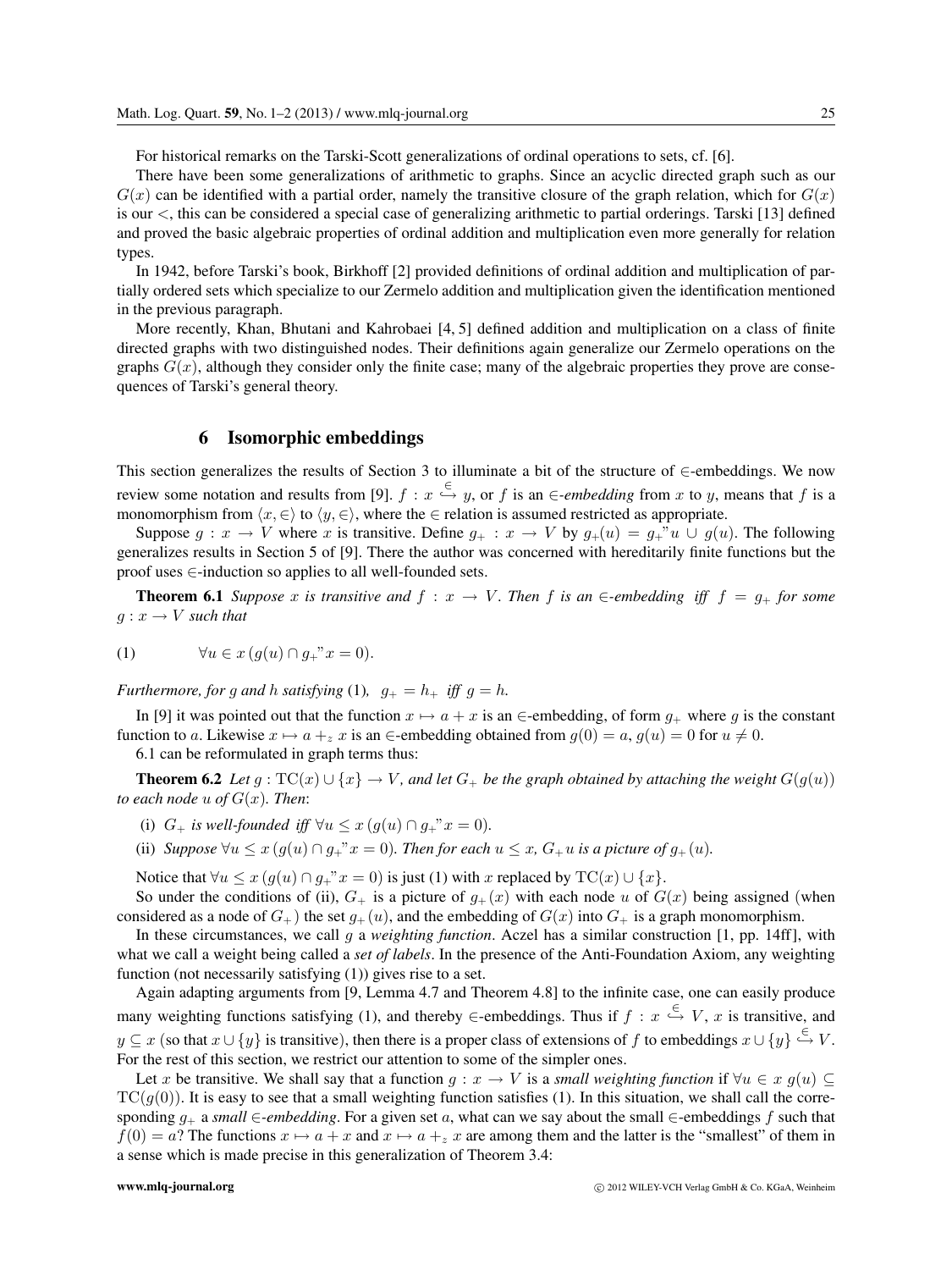For historical remarks on the Tarski-Scott generalizations of ordinal operations to sets, cf. [6].

There have been some generalizations of arithmetic to graphs. Since an acyclic directed graph such as our $G(x)$ can be identified with a partial order, namely the transitive closure of the graph relation, which for $G(x)$ is our $<$, this can be considered a special case of generalizing arithmetic to partial orderings. Tarski [13] defined and proved the basic algebraic properties of ordinal addition and multiplication even more generally for relation types.

In 1942, before Tarski's book, Birkhoff [2] provided definitions of ordinal addition and multiplication of partially ordered sets which specialize to our Zermelo addition and multiplication given the identification mentioned in the previous paragraph.

More recently, Khan, Bhutani and Kahrobaei [4, 5] defined addition and multiplication on a class of finite directed graphs with two distinguished nodes. Their definitions again generalize our Zermelo operations on the graphs $G(x)$, although they consider only the finite case; many of the algebraic properties they prove are consequences of Tarski's general theory.

## 6 Isomorphic embeddings

This section generalizes the results of Section 3 to illuminate a bit of the structure of $\in$-embeddings. We now review some notation and results from [9]. $f : x \overset{\in}{\hookrightarrow} y$, or $f$ is an $\in$-*embedding* from $x$ to $y$, means that $f$ is a monomorphism from $\langle x, \in\rangle$ to $\langle y, \in\rangle$, where the $\in$ relation is assumed restricted as appropriate.

Suppose $g : x \to V$ where $x$ is transitive. Define $g_+ : x \to V$ by $g_+(u) = g_+\text{"}u \cup g(u)$. The following generalizes results in Section 5 of [9]. There the author was concerned with hereditarily finite functions but the proof uses $\in$-induction so applies to all well-founded sets.

**Theorem 6.1** *Suppose $x$ is transitive and $f : x \to V$. Then $f$ is an $\in$-embedding iff $f = g_+$ for some $g : x \to V$ such that*

$$(1) \qquad \forall u \in x\,(g(u) \cap g_+\text{"}x = 0).$$

*Furthermore, for $g$ and $h$ satisfying* (1)*, $g_+ = h_+$ iff $g = h$.*

In [9] it was pointed out that the function $x \mapsto a + x$ is an $\in$-embedding, of form $g_+$ where $g$ is the constant function to $a$. Likewise $x \mapsto a +_z x$ is an $\in$-embedding obtained from $g(0) = a$, $g(u) = 0$ for $u \neq 0$.

6.1 can be reformulated in graph terms thus:

**Theorem 6.2** *Let $g : \mathrm{TC}(x) \cup \{x\} \to V$, and let $G_+$ be the graph obtained by attaching the weight $G(g(u))$ to each node $u$ of $G(x)$. Then*:

(i) *$G_+$ is well-founded iff $\forall u \leq x\,(g(u) \cap g_+\text{"}x = 0)$.*

(ii) *Suppose $\forall u \leq x\,(g(u) \cap g_+\text{"}x = 0)$. Then for each $u \leq x$, $G_+u$ is a picture of $g_+(u)$.*

Notice that $\forall u \leq x\,(g(u) \cap g_+\text{"}x = 0)$ is just (1) with $x$ replaced by $\mathrm{TC}(x) \cup \{x\}$.

So under the conditions of (ii), $G_+$ is a picture of $g_+(x)$ with each node $u$ of $G(x)$ being assigned (when considered as a node of $G_+$) the set $g_+(u)$, and the embedding of $G(x)$ into $G_+$ is a graph monomorphism.

In these circumstances, we call $g$ a *weighting function*. Aczel has a similar construction [1, pp. 14ff], with what we call a weight being called a *set of labels*. In the presence of the Anti-Foundation Axiom, any weighting function (not necessarily satisfying (1)) gives rise to a set.

Again adapting arguments from [9, Lemma 4.7 and Theorem 4.8] to the infinite case, one can easily produce many weighting functions satisfying (1), and thereby $\in$-embeddings. Thus if $f : x \overset{\in}{\hookrightarrow} V$, $x$ is transitive, and $y \subseteq x$ (so that $x \cup \{y\}$ is transitive), then there is a proper class of extensions of $f$ to embeddings $x \cup \{y\} \overset{\in}{\hookrightarrow} V$. For the rest of this section, we restrict our attention to some of the simpler ones.

Let $x$ be transitive. We shall say that a function $g : x \to V$ is a *small weighting function* if $\forall u \in x\; g(u) \subseteq \mathrm{TC}(g(0))$. It is easy to see that a small weighting function satisfies (1). In this situation, we shall call the corresponding $g_+$ a *small* $\in$-*embedding*. For a given set $a$, what can we say about the small $\in$-embeddings $f$ such that $f(0) = a$? The functions $x \mapsto a + x$ and $x \mapsto a +_z x$ are among them and the latter is the "smallest" of them in a sense which is made precise in this generalization of Theorem 3.4: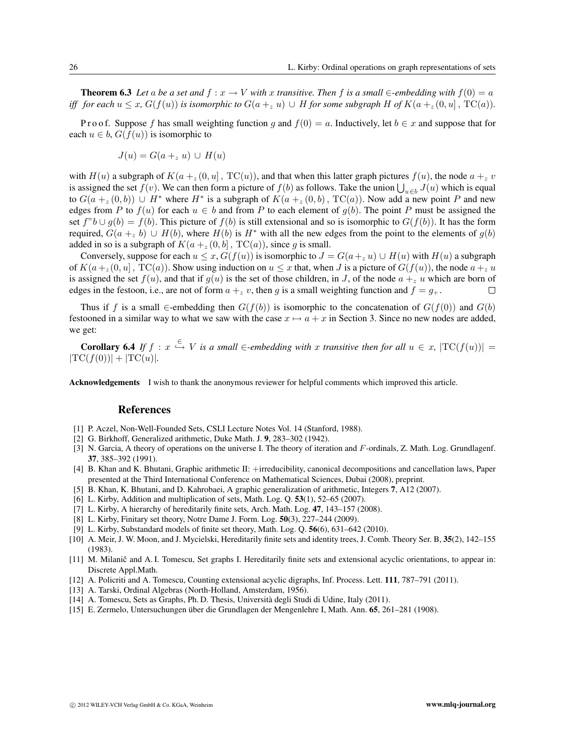**Theorem 6.3** *Let $a$ be a set and $f : x \to V$ with $x$ transitive. Then $f$ is a small $\in$-embedding with $f(0) = a$ iff for each $u \leq x$, $G(f(u))$ is isomorphic to $G(a +_z u) \cup H$ for some subgraph $H$ of $K(a +_z (0, u]\,,\, \mathrm{TC}(a))$.*

Proof. Suppose $f$ has small weighting function $g$ and $f(0) = a$. Inductively, let $b \in x$ and suppose that for each $u \in b$, $G(f(u))$ is isomorphic to

$$J(u) = G(a +_z u) \cup H(u)$$

with $H(u)$ a subgraph of $K(a +_z (0, u]\,,\, \mathrm{TC}(u))$, and that when this latter graph pictures $f(u)$, the node $a +_z v$ is assigned the set $f(v)$. We can then form a picture of $f(b)$ as follows. Take the union $\bigcup_{u \in b} J(u)$ which is equal to $G(a +_z (0, b)) \cup H^*$ where $H^*$ is a subgraph of $K(a +_z (0, b)\,,\, \mathrm{TC}(a))$. Now add a new point $P$ and new edges from $P$ to $f(u)$ for each $u \in b$ and from $P$ to each element of $g(b)$. The point $P$ must be assigned the set $f\text{"}b \cup g(b) = f(b)$. This picture of $f(b)$ is still extensional and so is isomorphic to $G(f(b))$. It has the form required, $G(a +_z b) \cup H(b)$, where $H(b)$ is $H^*$ with all the new edges from the point to the elements of $g(b)$ added in so is a subgraph of $K(a +_z (0, b]\,,\, \mathrm{TC}(a))$, since $g$ is small.

Conversely, suppose for each $u \leq x$, $G(f(u))$ is isomorphic to $J = G(a +_z u) \cup H(u)$ with $H(u)$ a subgraph of $K(a +_z (0, u]\,,\, \mathrm{TC}(a))$. Show using induction on $u \leq x$ that, when $J$ is a picture of $G(f(u))$, the node $a +_z u$ is assigned the set $f(u)$, and that if $g(u)$ is the set of those children, in $J$, of the node $a +_z u$ which are born of edges in the festoon, i.e., are not of form $a +_z v$, then $g$ is a small weighting function and $f = g_+$. $\square$

Thus if $f$ is a small $\in$-embedding then $G(f(b))$ is isomorphic to the concatenation of $G(f(0))$ and $G(b)$ festooned in a similar way to what we saw with the case $x \mapsto a + x$ in Section 3. Since no new nodes are added, we get:

**Corollary 6.4** *If $f : x \overset{\in}{\hookrightarrow} V$ is a small $\in$-embedding with $x$ transitive then for all $u \in x$, $|\mathrm{TC}(f(u))| = |\mathrm{TC}(f(0))| + |\mathrm{TC}(u)|$.*

**Acknowledgements** I wish to thank the anonymous reviewer for helpful comments which improved this article.

## References

[1] P. Aczel, Non-Well-Founded Sets, CSLI Lecture Notes Vol. 14 (Stanford, 1988).

[2] G. Birkhoff, Generalized arithmetic, Duke Math. J. **9**, 283–302 (1942).

[3] N. Garcia, A theory of operations on the universe I. The theory of iteration and $F$-ordinals, Z. Math. Log. Grundlagenf. **37**, 385–392 (1991).

[4] B. Khan and K. Bhutani, Graphic arithmetic II: +irreducibility, canonical decompositions and cancellation laws, Paper presented at the Third International Conference on Mathematical Sciences, Dubai (2008), preprint.

[5] B. Khan, K. Bhutani, and D. Kahrobaei, A graphic generalization of arithmetic, Integers **7**, A12 (2007).

[6] L. Kirby, Addition and multiplication of sets, Math. Log. Q. **53**(1), 52–65 (2007).

[7] L. Kirby, A hierarchy of hereditarily finite sets, Arch. Math. Log. **47**, 143–157 (2008).

[8] L. Kirby, Finitary set theory, Notre Dame J. Form. Log. **50**(3), 227–244 (2009).

[9] L. Kirby, Substandard models of finite set theory, Math. Log. Q. **56**(6), 631–642 (2010).

[10] A. Meir, J. W. Moon, and J. Mycielski, Hereditarily finite sets and identity trees, J. Comb. Theory Ser. B, **35**(2), 142–155 (1983).

[11] M. Milanič and A. I. Tomescu, Set graphs I. Hereditarily finite sets and extensional acyclic orientations, to appear in: Discrete Appl.Math.

[12] A. Policriti and A. Tomescu, Counting extensional acyclic digraphs, Inf. Process. Lett. **111**, 787–791 (2011).

[13] A. Tarski, Ordinal Algebras (North-Holland, Amsterdam, 1956).

[14] A. Tomescu, Sets as Graphs, Ph. D. Thesis, Università degli Studi di Udine, Italy (2011).

[15] E. Zermelo, Untersuchungen über die Grundlagen der Mengenlehre I, Math. Ann. **65**, 261–281 (1908).